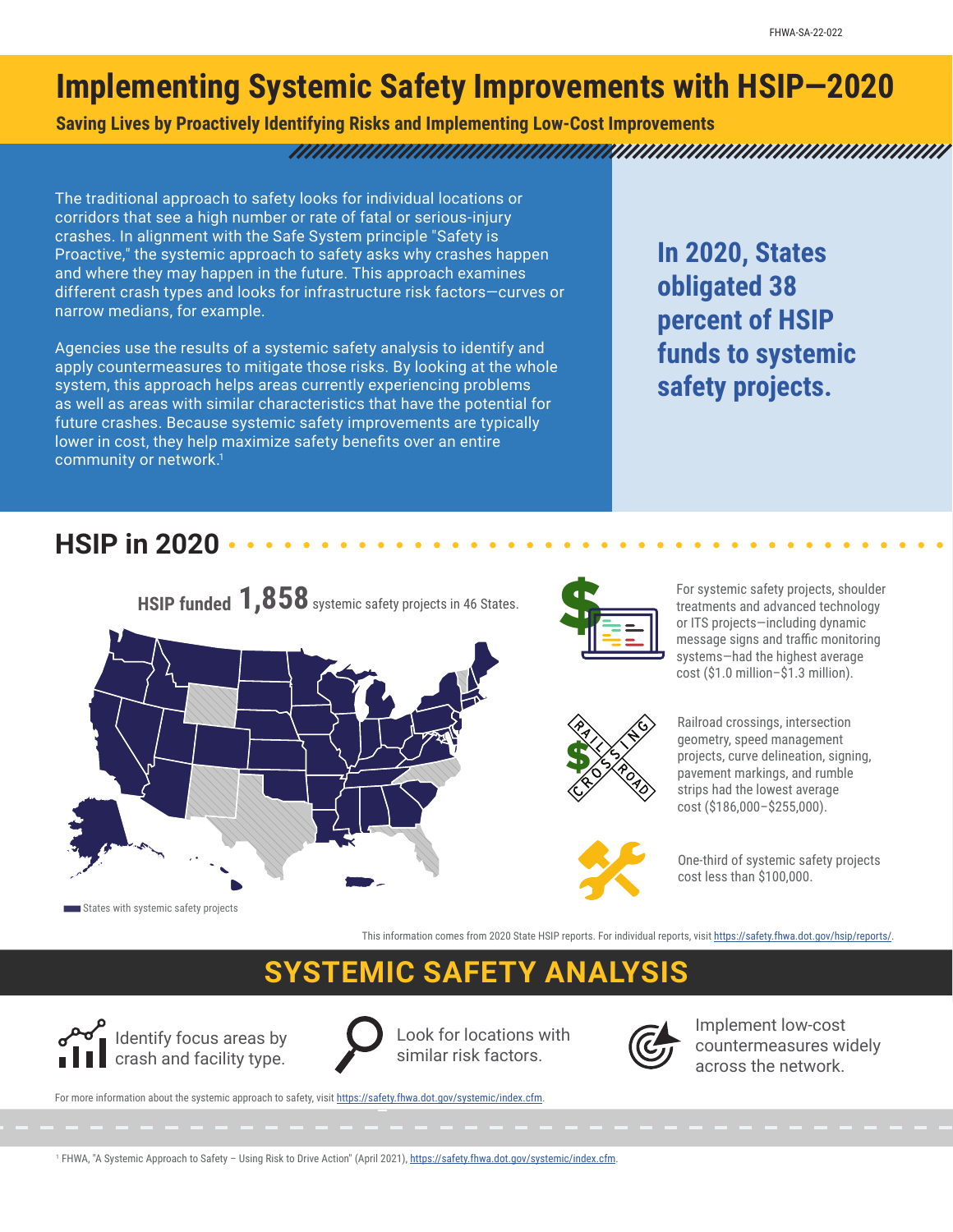FHWA-SA-22-022

# Implementing Systemic Safety Improvements with HSIP—2020

**Saving Lives by Proactively Identifying Risks and Implementing Low-Cost Improvements**

The traditional approach to safety looks for individual locations or corridors that see a high number or rate of fatal or serious-injury crashes. In alignment with the Safe System principle "Safety is Proactive," the systemic approach to safety asks why crashes happen and where they may happen in the future. This approach examines different crash types and looks for infrastructure risk factors—curves or narrow medians, for example.

Agencies use the results of a systemic safety analysis to identify and apply countermeasures to mitigate those risks. By looking at the whole system, this approach helps areas currently experiencing problems as well as areas with similar characteristics that have the potential for future crashes. Because systemic safety improvements are typically lower in cost, they help maximize safety benefits over an entire community or network.[1]

**In 2020, States obligated 38 percent of HSIP funds to systemic safety projects.**

## HSIP in 2020

**HSIP funded 1,858** systemic safety projects in 46 States.

States with systemic safety projects

For systemic safety projects, shoulder treatments and advanced technology or ITS projects—including dynamic message signs and traffic monitoring systems—had the highest average cost ($1.0 million–$1.3 million).

Railroad crossings, intersection geometry, speed management projects, curve delineation, signing, pavement markings, and rumble strips had the lowest average cost ($186,000–$255,000).

One-third of systemic safety projects cost less than $100,000.

This information comes from 2020 State HSIP reports. For individual reports, visit https://safety.fhwa.dot.gov/hsip/reports/.

## SYSTEMIC SAFETY ANALYSIS

- Identify focus areas by crash and facility type.
- Look for locations with similar risk factors.
- Implement low-cost countermeasures widely across the network.

For more information about the systemic approach to safety, visit https://safety.fhwa.dot.gov/systemic/index.cfm.

[1] FHWA, "A Systemic Approach to Safety – Using Risk to Drive Action" (April 2021), https://safety.fhwa.dot.gov/systemic/index.cfm.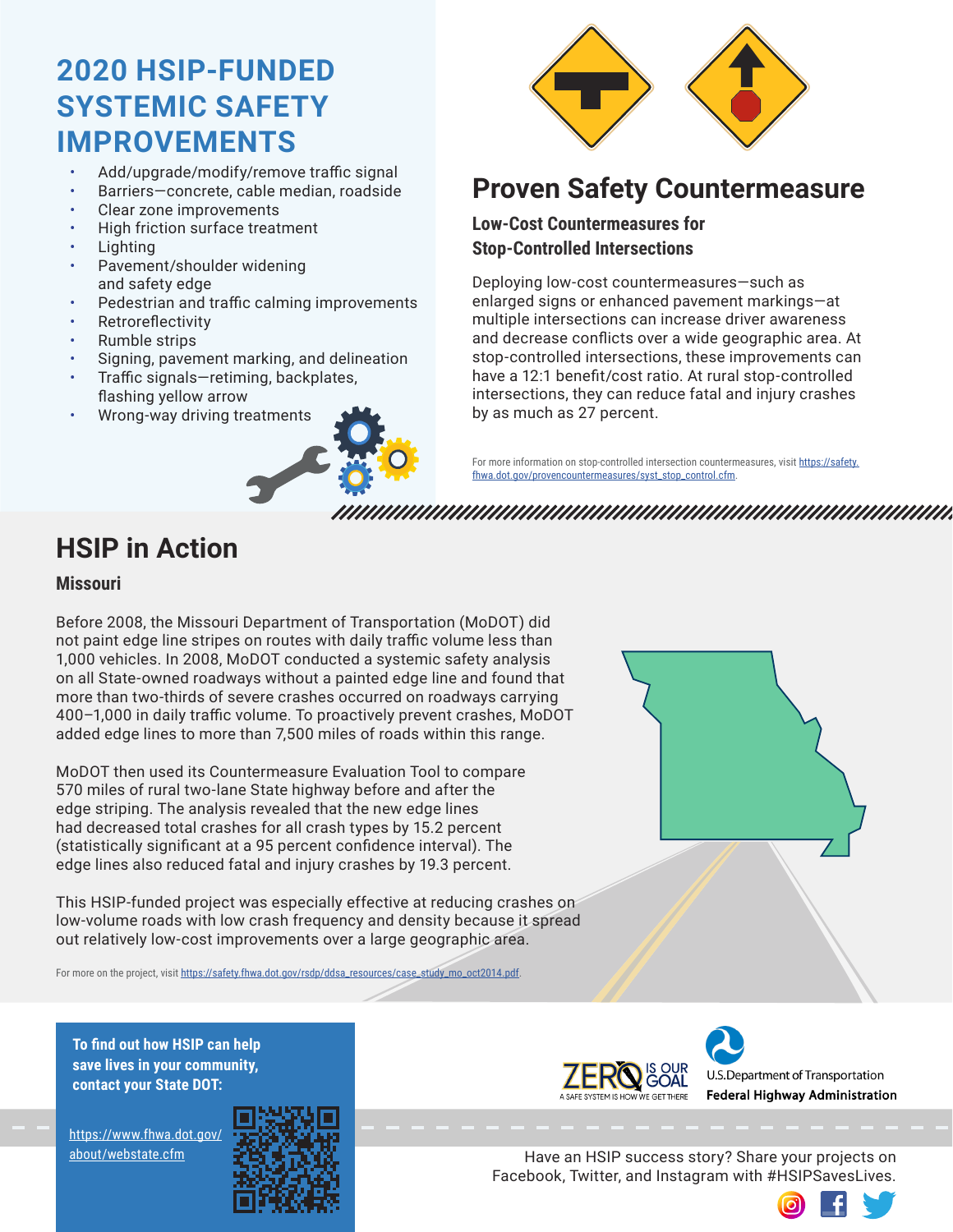# 2020 HSIP-FUNDED SYSTEMIC SAFETY IMPROVEMENTS

- Add/upgrade/modify/remove traffic signal
- Barriers—concrete, cable median, roadside
- Clear zone improvements
- High friction surface treatment
- Lighting
- Pavement/shoulder widening and safety edge
- Pedestrian and traffic calming improvements
- Retroreflectivity
- Rumble strips
- Signing, pavement marking, and delineation
- Traffic signals—retiming, backplates, flashing yellow arrow
- Wrong-way driving treatments

## Proven Safety Countermeasure

### Low-Cost Countermeasures for Stop-Controlled Intersections

Deploying low-cost countermeasures—such as enlarged signs or enhanced pavement markings—at multiple intersections can increase driver awareness and decrease conflicts over a wide geographic area. At stop-controlled intersections, these improvements can have a 12:1 benefit/cost ratio. At rural stop-controlled intersections, they can reduce fatal and injury crashes by as much as 27 percent.

For more information on stop-controlled intersection countermeasures, visit https://safety.fhwa.dot.gov/provencountermeasures/syst_stop_control.cfm.

## HSIP in Action

### Missouri

Before 2008, the Missouri Department of Transportation (MoDOT) did not paint edge line stripes on routes with daily traffic volume less than 1,000 vehicles. In 2008, MoDOT conducted a systemic safety analysis on all State-owned roadways without a painted edge line and found that more than two-thirds of severe crashes occurred on roadways carrying 400–1,000 in daily traffic volume. To proactively prevent crashes, MoDOT added edge lines to more than 7,500 miles of roads within this range.

MoDOT then used its Countermeasure Evaluation Tool to compare 570 miles of rural two-lane State highway before and after the edge striping. The analysis revealed that the new edge lines had decreased total crashes for all crash types by 15.2 percent (statistically significant at a 95 percent confidence interval). The edge lines also reduced fatal and injury crashes by 19.3 percent.

This HSIP-funded project was especially effective at reducing crashes on low-volume roads with low crash frequency and density because it spread out relatively low-cost improvements over a large geographic area.

For more on the project, visit https://safety.fhwa.dot.gov/rsdp/ddsa_resources/case_study_mo_oct2014.pdf.

**To find out how HSIP can help save lives in your community, contact your State DOT:**

https://www.fhwa.dot.gov/about/webstate.cfm

ZERO IS OUR GOAL
A SAFE SYSTEM IS HOW WE GET THERE

U.S. Department of Transportation
**Federal Highway Administration**

Have an HSIP success story? Share your projects on Facebook, Twitter, and Instagram with #HSIPSavesLives.